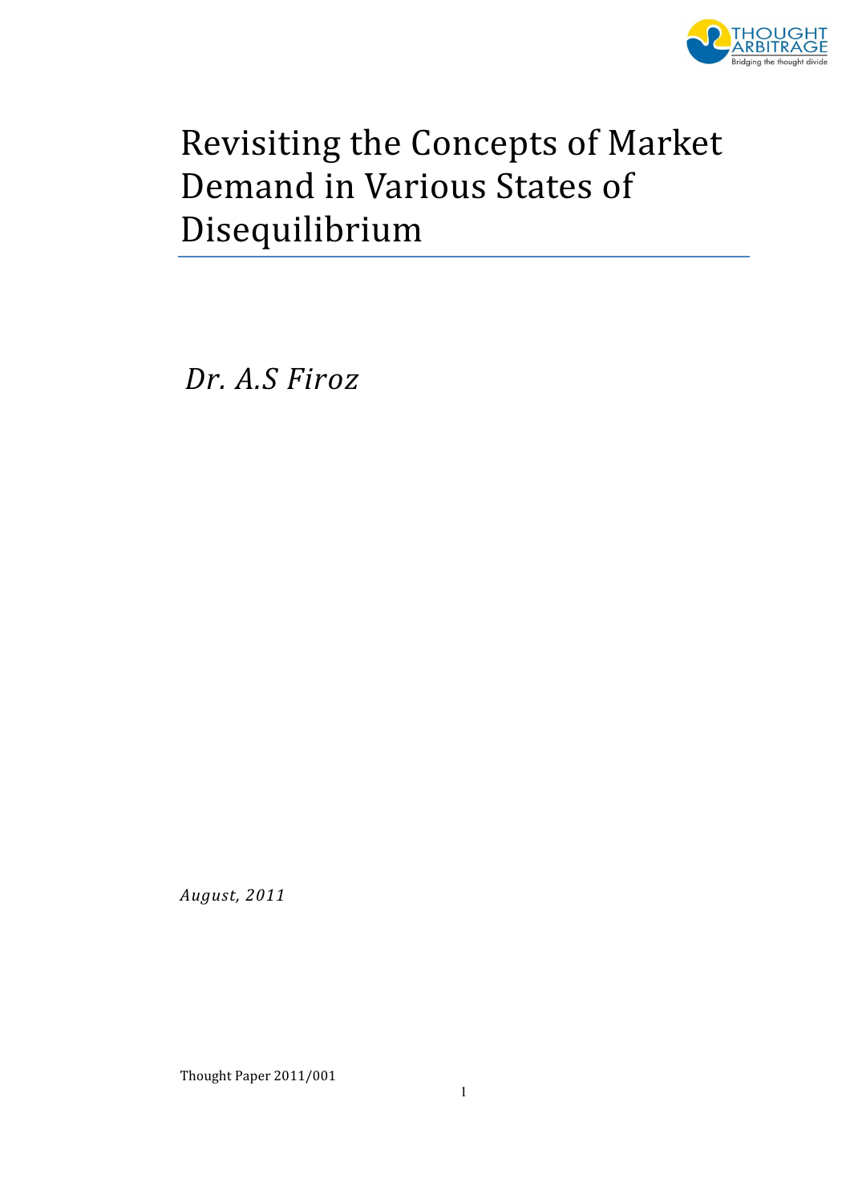# Revisiting the Concepts of Market Demand in Various States of Disequilibrium

*Dr. A.S Firoz*

*August, 2011*

Thought Paper 2011/001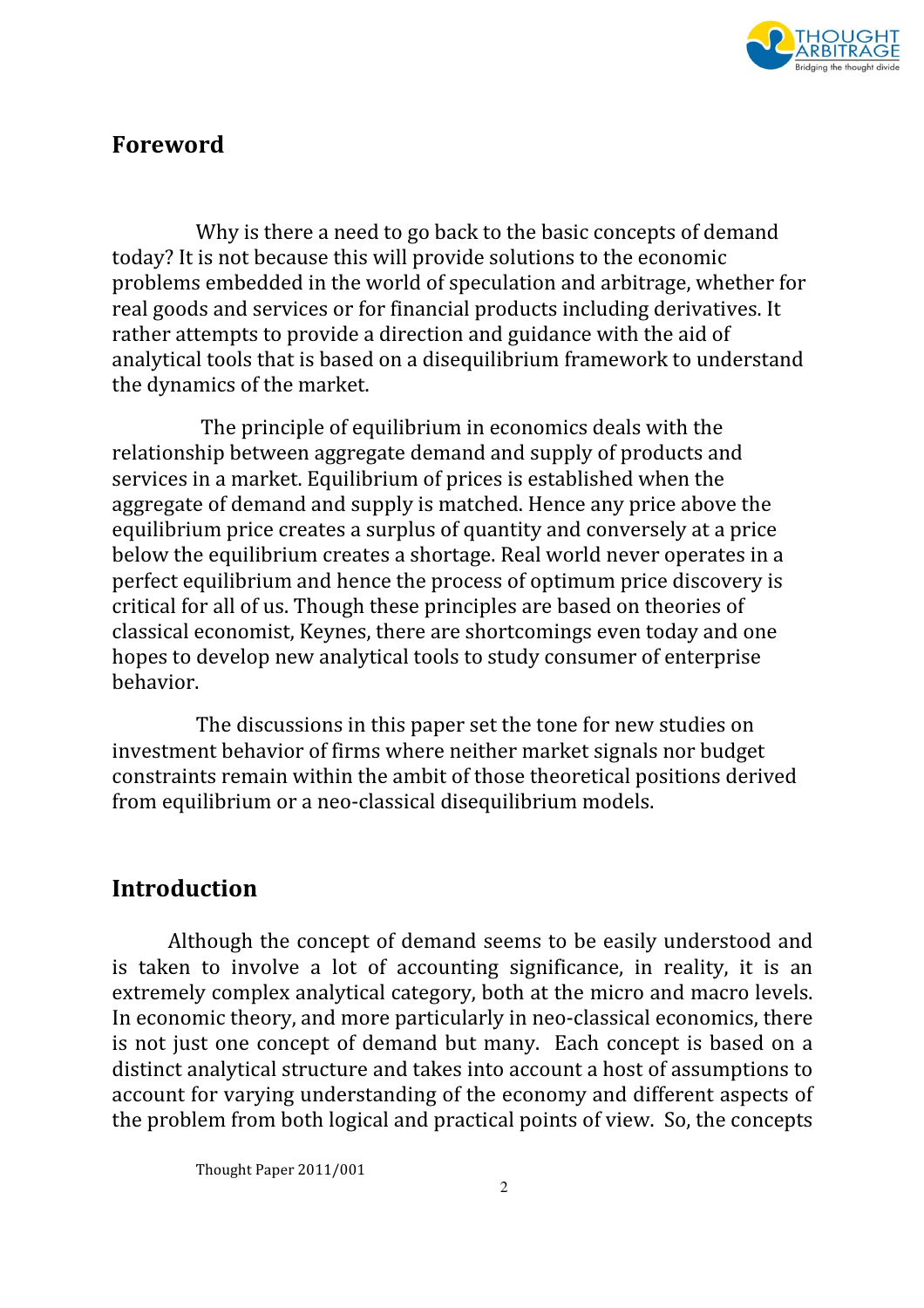## Foreword

Why is there a need to go back to the basic concepts of demand today? It is not because this will provide solutions to the economic problems embedded in the world of speculation and arbitrage, whether for real goods and services or for financial products including derivatives. It rather attempts to provide a direction and guidance with the aid of analytical tools that is based on a disequilibrium framework to understand the dynamics of the market.

The principle of equilibrium in economics deals with the relationship between aggregate demand and supply of products and services in a market. Equilibrium of prices is established when the aggregate of demand and supply is matched. Hence any price above the equilibrium price creates a surplus of quantity and conversely at a price below the equilibrium creates a shortage. Real world never operates in a perfect equilibrium and hence the process of optimum price discovery is critical for all of us. Though these principles are based on theories of classical economist, Keynes, there are shortcomings even today and one hopes to develop new analytical tools to study consumer of enterprise behavior.

The discussions in this paper set the tone for new studies on investment behavior of firms where neither market signals nor budget constraints remain within the ambit of those theoretical positions derived from equilibrium or a neo-classical disequilibrium models.

## Introduction

Although the concept of demand seems to be easily understood and is taken to involve a lot of accounting significance, in reality, it is an extremely complex analytical category, both at the micro and macro levels. In economic theory, and more particularly in neo-classical economics, there is not just one concept of demand but many. Each concept is based on a distinct analytical structure and takes into account a host of assumptions to account for varying understanding of the economy and different aspects of the problem from both logical and practical points of view. So, the concepts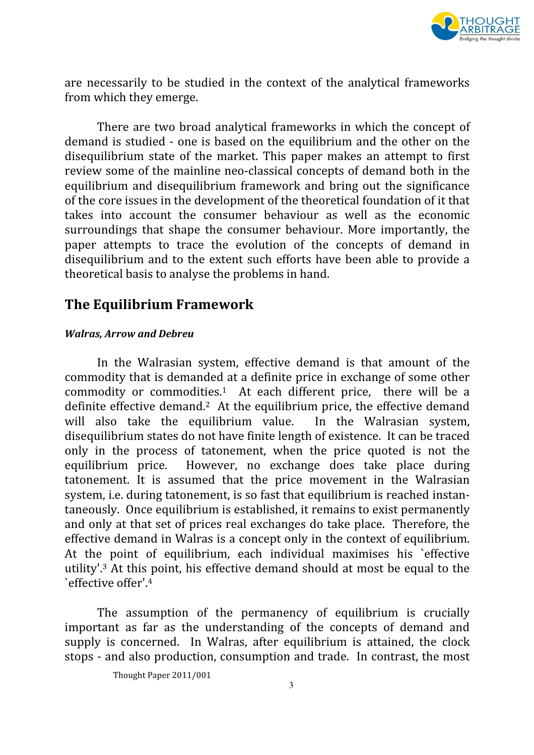are necessarily to be studied in the context of the analytical frameworks from which they emerge.

There are two broad analytical frameworks in which the concept of demand is studied - one is based on the equilibrium and the other on the disequilibrium state of the market. This paper makes an attempt to first review some of the mainline neo-classical concepts of demand both in the equilibrium and disequilibrium framework and bring out the significance of the core issues in the development of the theoretical foundation of it that takes into account the consumer behaviour as well as the economic surroundings that shape the consumer behaviour. More importantly, the paper attempts to trace the evolution of the concepts of demand in disequilibrium and to the extent such efforts have been able to provide a theoretical basis to analyse the problems in hand.

## The Equilibrium Framework

***Walras, Arrow and Debreu***

In the Walrasian system, effective demand is that amount of the commodity that is demanded at a definite price in exchange of some other commodity or commodities.[1] At each different price, there will be a definite effective demand.[2] At the equilibrium price, the effective demand will also take the equilibrium value. In the Walrasian system, disequilibrium states do not have finite length of existence. It can be traced only in the process of tatonement, when the price quoted is not the equilibrium price. However, no exchange does take place during tatonement. It is assumed that the price movement in the Walrasian system, i.e. during tatonement, is so fast that equilibrium is reached instantaneously. Once equilibrium is established, it remains to exist permanently and only at that set of prices real exchanges do take place. Therefore, the effective demand in Walras is a concept only in the context of equilibrium. At the point of equilibrium, each individual maximises his `effective utility'.[3] At this point, his effective demand should at most be equal to the `effective offer'.[4]

The assumption of the permanency of equilibrium is crucially important as far as the understanding of the concepts of demand and supply is concerned. In Walras, after equilibrium is attained, the clock stops - and also production, consumption and trade. In contrast, the most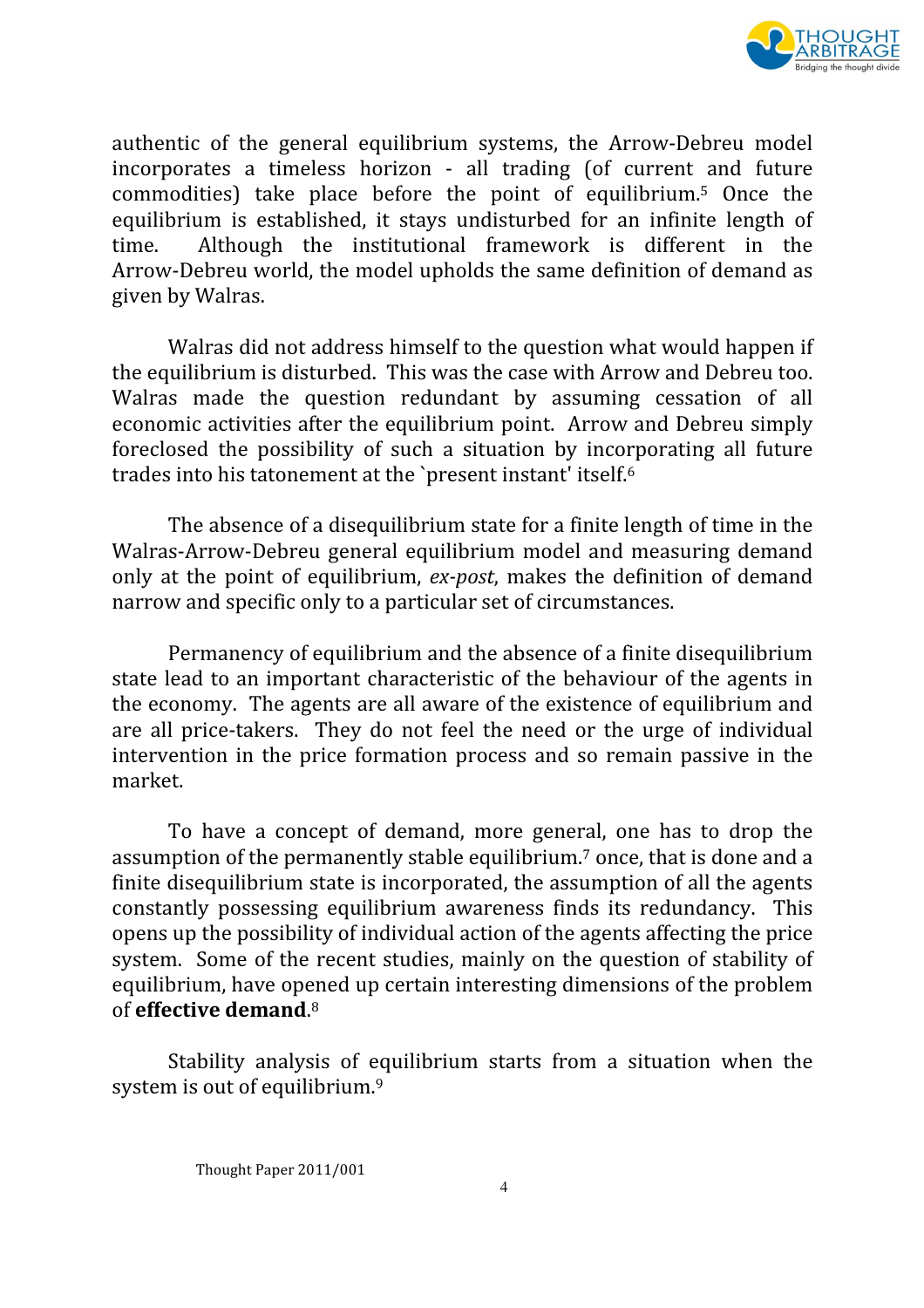authentic of the general equilibrium systems, the Arrow-Debreu model incorporates a timeless horizon - all trading (of current and future commodities) take place before the point of equilibrium.[5] Once the equilibrium is established, it stays undisturbed for an infinite length of time. Although the institutional framework is different in the Arrow-Debreu world, the model upholds the same definition of demand as given by Walras.

Walras did not address himself to the question what would happen if the equilibrium is disturbed. This was the case with Arrow and Debreu too. Walras made the question redundant by assuming cessation of all economic activities after the equilibrium point. Arrow and Debreu simply foreclosed the possibility of such a situation by incorporating all future trades into his tatonement at the `present instant' itself.[6]

The absence of a disequilibrium state for a finite length of time in the Walras-Arrow-Debreu general equilibrium model and measuring demand only at the point of equilibrium, *ex-post*, makes the definition of demand narrow and specific only to a particular set of circumstances.

Permanency of equilibrium and the absence of a finite disequilibrium state lead to an important characteristic of the behaviour of the agents in the economy. The agents are all aware of the existence of equilibrium and are all price-takers. They do not feel the need or the urge of individual intervention in the price formation process and so remain passive in the market.

To have a concept of demand, more general, one has to drop the assumption of the permanently stable equilibrium.[7] once, that is done and a finite disequilibrium state is incorporated, the assumption of all the agents constantly possessing equilibrium awareness finds its redundancy. This opens up the possibility of individual action of the agents affecting the price system. Some of the recent studies, mainly on the question of stability of equilibrium, have opened up certain interesting dimensions of the problem of **effective demand**.[8]

Stability analysis of equilibrium starts from a situation when the system is out of equilibrium.[9]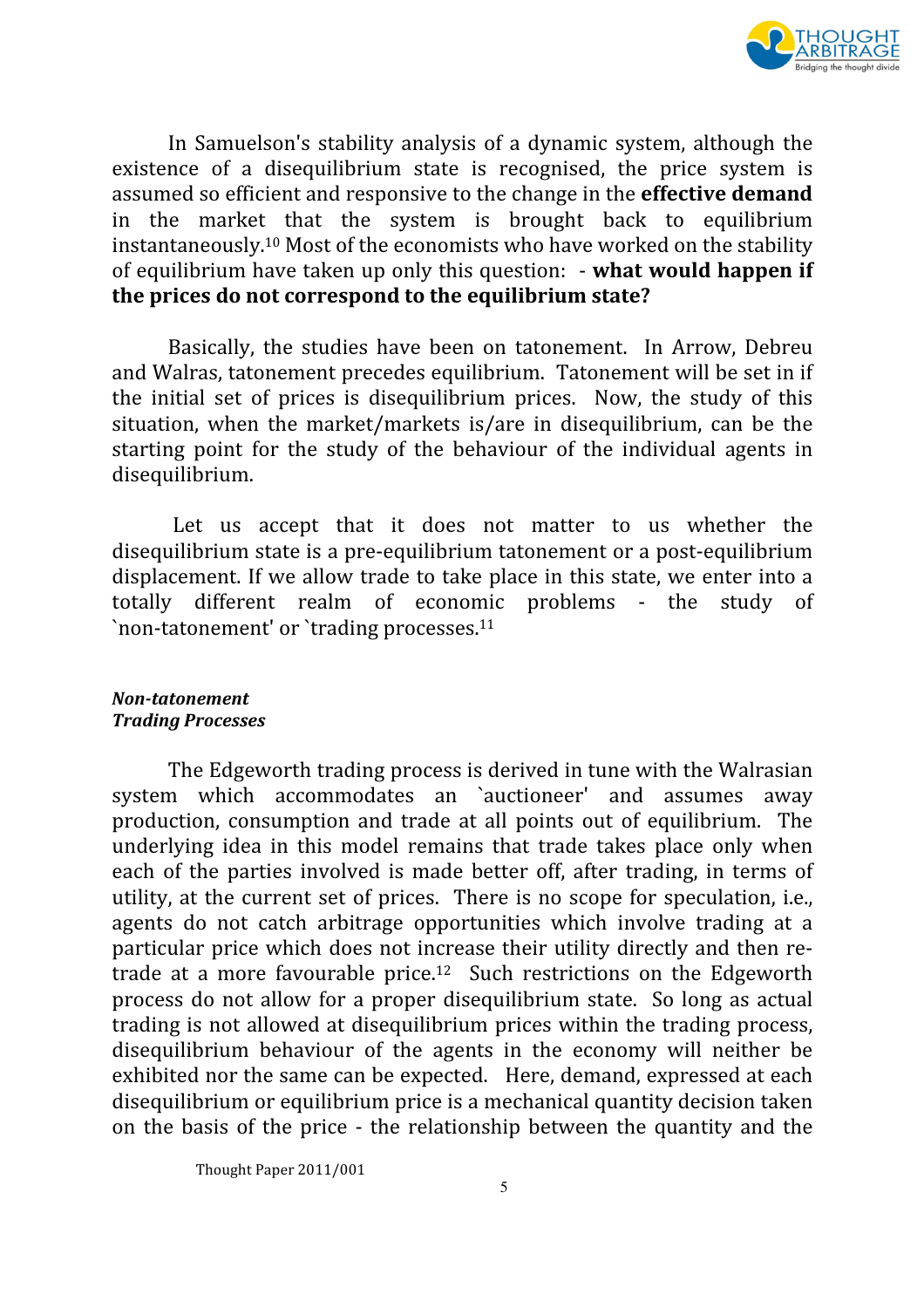In Samuelson's stability analysis of a dynamic system, although the existence of a disequilibrium state is recognised, the price system is assumed so efficient and responsive to the change in the **effective demand** in the market that the system is brought back to equilibrium instantaneously.[10] Most of the economists who have worked on the stability of equilibrium have taken up only this question: - **what would happen if the prices do not correspond to the equilibrium state?**

Basically, the studies have been on tatonement. In Arrow, Debreu and Walras, tatonement precedes equilibrium. Tatonement will be set in if the initial set of prices is disequilibrium prices. Now, the study of this situation, when the market/markets is/are in disequilibrium, can be the starting point for the study of the behaviour of the individual agents in disequilibrium.

Let us accept that it does not matter to us whether the disequilibrium state is a pre-equilibrium tatonement or a post-equilibrium displacement. If we allow trade to take place in this state, we enter into a totally different realm of economic problems - the study of `non-tatonement' or `trading processes.[11]

***Non-tatonement***
***Trading Processes***

The Edgeworth trading process is derived in tune with the Walrasian system which accommodates an `auctioneer' and assumes away production, consumption and trade at all points out of equilibrium. The underlying idea in this model remains that trade takes place only when each of the parties involved is made better off, after trading, in terms of utility, at the current set of prices. There is no scope for speculation, i.e., agents do not catch arbitrage opportunities which involve trading at a particular price which does not increase their utility directly and then re-trade at a more favourable price.[12] Such restrictions on the Edgeworth process do not allow for a proper disequilibrium state. So long as actual trading is not allowed at disequilibrium prices within the trading process, disequilibrium behaviour of the agents in the economy will neither be exhibited nor the same can be expected. Here, demand, expressed at each disequilibrium or equilibrium price is a mechanical quantity decision taken on the basis of the price - the relationship between the quantity and the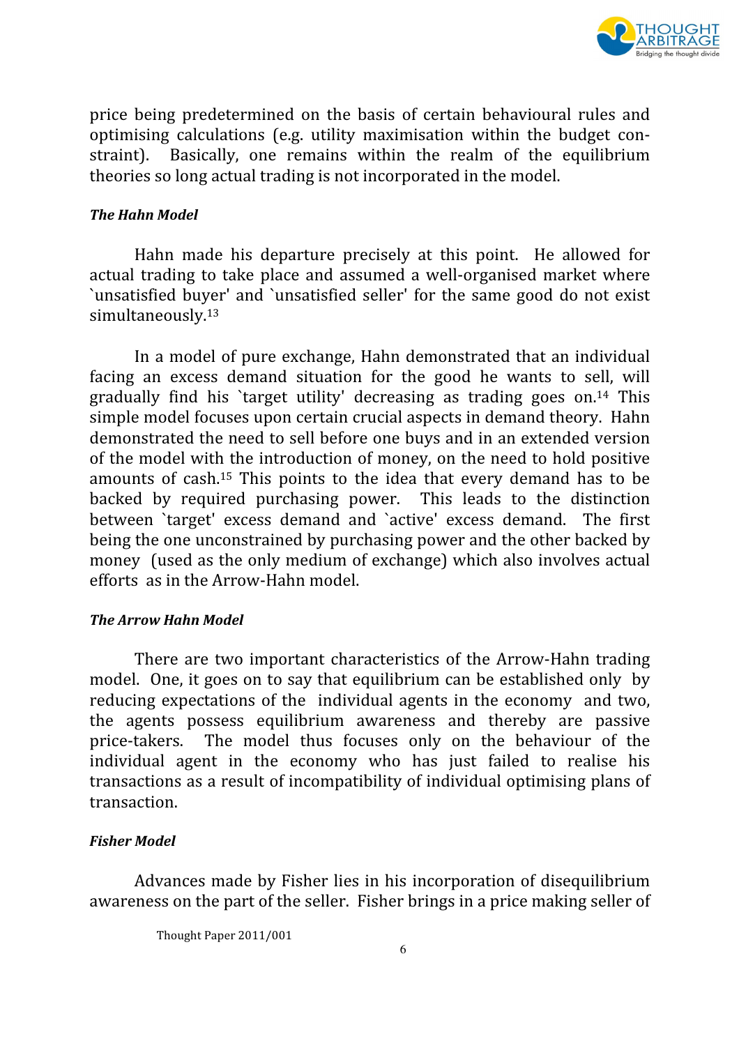price being predetermined on the basis of certain behavioural rules and optimising calculations (e.g. utility maximisation within the budget constraint). Basically, one remains within the realm of the equilibrium theories so long actual trading is not incorporated in the model.

***The Hahn Model***

Hahn made his departure precisely at this point. He allowed for actual trading to take place and assumed a well-organised market where `unsatisfied buyer' and `unsatisfied seller' for the same good do not exist simultaneously.[13]

In a model of pure exchange, Hahn demonstrated that an individual facing an excess demand situation for the good he wants to sell, will gradually find his `target utility' decreasing as trading goes on.[14] This simple model focuses upon certain crucial aspects in demand theory. Hahn demonstrated the need to sell before one buys and in an extended version of the model with the introduction of money, on the need to hold positive amounts of cash.[15] This points to the idea that every demand has to be backed by required purchasing power. This leads to the distinction between `target' excess demand and `active' excess demand. The first being the one unconstrained by purchasing power and the other backed by money (used as the only medium of exchange) which also involves actual efforts as in the Arrow-Hahn model.

***The Arrow Hahn Model***

There are two important characteristics of the Arrow-Hahn trading model. One, it goes on to say that equilibrium can be established only by reducing expectations of the individual agents in the economy and two, the agents possess equilibrium awareness and thereby are passive price-takers. The model thus focuses only on the behaviour of the individual agent in the economy who has just failed to realise his transactions as a result of incompatibility of individual optimising plans of transaction.

***Fisher Model***

Advances made by Fisher lies in his incorporation of disequilibrium awareness on the part of the seller. Fisher brings in a price making seller of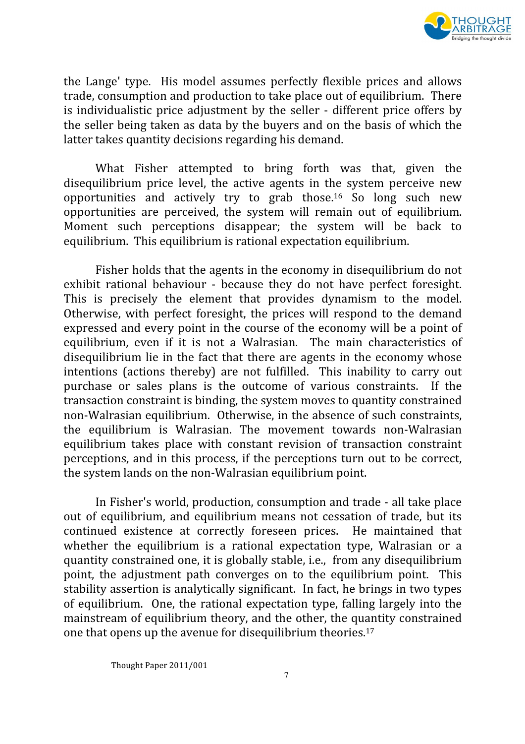the Lange' type. His model assumes perfectly flexible prices and allows trade, consumption and production to take place out of equilibrium. There is individualistic price adjustment by the seller - different price offers by the seller being taken as data by the buyers and on the basis of which the latter takes quantity decisions regarding his demand.

What Fisher attempted to bring forth was that, given the disequilibrium price level, the active agents in the system perceive new opportunities and actively try to grab those.[16] So long such new opportunities are perceived, the system will remain out of equilibrium. Moment such perceptions disappear; the system will be back to equilibrium. This equilibrium is rational expectation equilibrium.

Fisher holds that the agents in the economy in disequilibrium do not exhibit rational behaviour - because they do not have perfect foresight. This is precisely the element that provides dynamism to the model. Otherwise, with perfect foresight, the prices will respond to the demand expressed and every point in the course of the economy will be a point of equilibrium, even if it is not a Walrasian. The main characteristics of disequilibrium lie in the fact that there are agents in the economy whose intentions (actions thereby) are not fulfilled. This inability to carry out purchase or sales plans is the outcome of various constraints. If the transaction constraint is binding, the system moves to quantity constrained non-Walrasian equilibrium. Otherwise, in the absence of such constraints, the equilibrium is Walrasian. The movement towards non-Walrasian equilibrium takes place with constant revision of transaction constraint perceptions, and in this process, if the perceptions turn out to be correct, the system lands on the non-Walrasian equilibrium point.

In Fisher's world, production, consumption and trade - all take place out of equilibrium, and equilibrium means not cessation of trade, but its continued existence at correctly foreseen prices. He maintained that whether the equilibrium is a rational expectation type, Walrasian or a quantity constrained one, it is globally stable, i.e., from any disequilibrium point, the adjustment path converges on to the equilibrium point. This stability assertion is analytically significant. In fact, he brings in two types of equilibrium. One, the rational expectation type, falling largely into the mainstream of equilibrium theory, and the other, the quantity constrained one that opens up the avenue for disequilibrium theories.[17]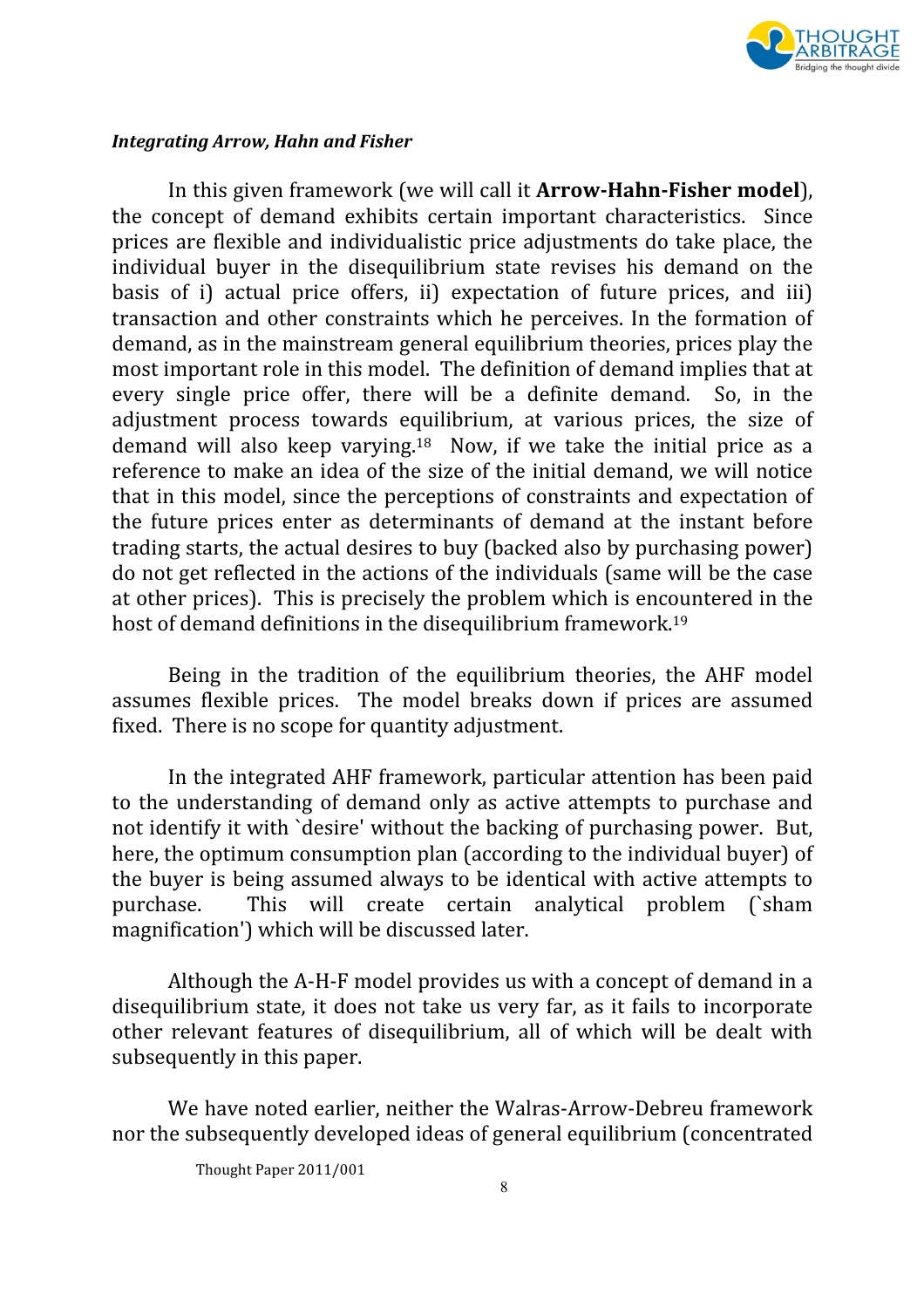***Integrating Arrow, Hahn and Fisher***

In this given framework (we will call it **Arrow-Hahn-Fisher model**), the concept of demand exhibits certain important characteristics. Since prices are flexible and individualistic price adjustments do take place, the individual buyer in the disequilibrium state revises his demand on the basis of i) actual price offers, ii) expectation of future prices, and iii) transaction and other constraints which he perceives. In the formation of demand, as in the mainstream general equilibrium theories, prices play the most important role in this model. The definition of demand implies that at every single price offer, there will be a definite demand. So, in the adjustment process towards equilibrium, at various prices, the size of demand will also keep varying.[18] Now, if we take the initial price as a reference to make an idea of the size of the initial demand, we will notice that in this model, since the perceptions of constraints and expectation of the future prices enter as determinants of demand at the instant before trading starts, the actual desires to buy (backed also by purchasing power) do not get reflected in the actions of the individuals (same will be the case at other prices). This is precisely the problem which is encountered in the host of demand definitions in the disequilibrium framework.[19]

Being in the tradition of the equilibrium theories, the AHF model assumes flexible prices. The model breaks down if prices are assumed fixed. There is no scope for quantity adjustment.

In the integrated AHF framework, particular attention has been paid to the understanding of demand only as active attempts to purchase and not identify it with `desire' without the backing of purchasing power. But, here, the optimum consumption plan (according to the individual buyer) of the buyer is being assumed always to be identical with active attempts to purchase. This will create certain analytical problem (`sham magnification') which will be discussed later.

Although the A-H-F model provides us with a concept of demand in a disequilibrium state, it does not take us very far, as it fails to incorporate other relevant features of disequilibrium, all of which will be dealt with subsequently in this paper.

We have noted earlier, neither the Walras-Arrow-Debreu framework nor the subsequently developed ideas of general equilibrium (concentrated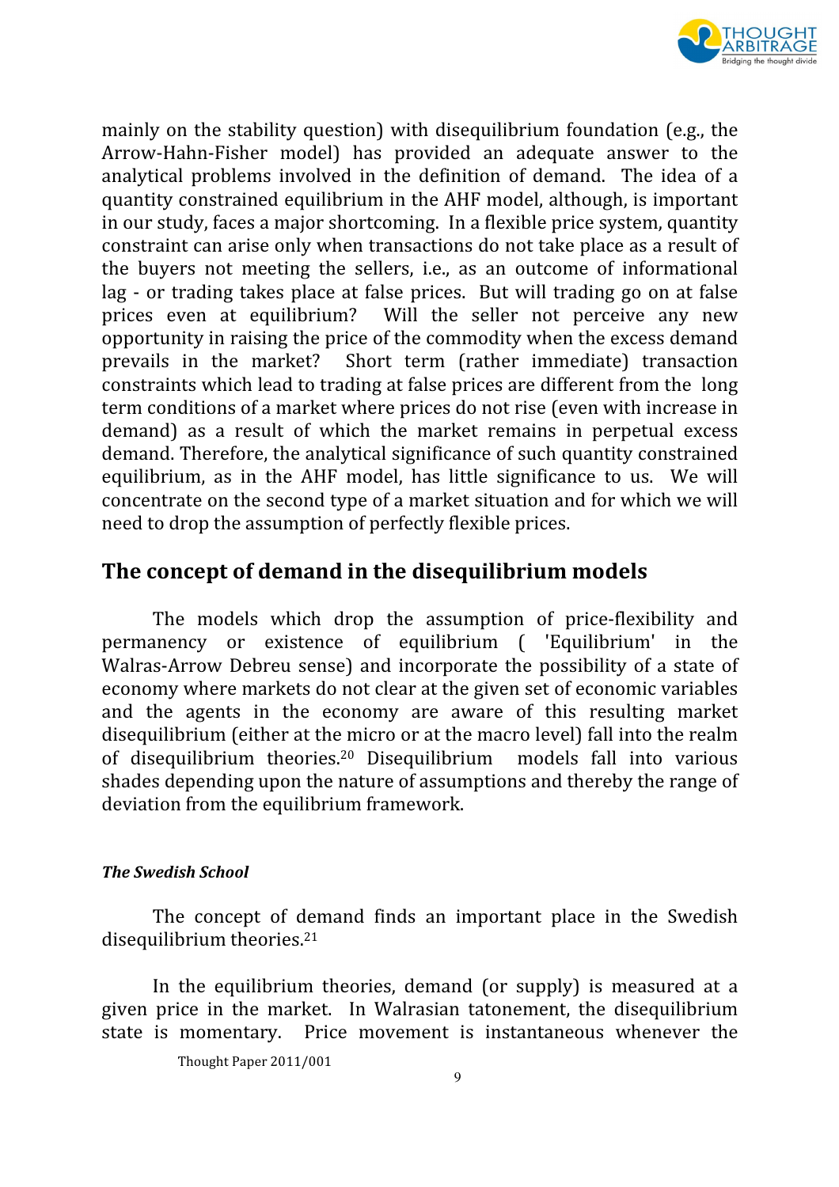mainly on the stability question) with disequilibrium foundation (e.g., the Arrow-Hahn-Fisher model) has provided an adequate answer to the analytical problems involved in the definition of demand. The idea of a quantity constrained equilibrium in the AHF model, although, is important in our study, faces a major shortcoming. In a flexible price system, quantity constraint can arise only when transactions do not take place as a result of the buyers not meeting the sellers, i.e., as an outcome of informational lag - or trading takes place at false prices. But will trading go on at false prices even at equilibrium? Will the seller not perceive any new opportunity in raising the price of the commodity when the excess demand prevails in the market? Short term (rather immediate) transaction constraints which lead to trading at false prices are different from the long term conditions of a market where prices do not rise (even with increase in demand) as a result of which the market remains in perpetual excess demand. Therefore, the analytical significance of such quantity constrained equilibrium, as in the AHF model, has little significance to us. We will concentrate on the second type of a market situation and for which we will need to drop the assumption of perfectly flexible prices.

## The concept of demand in the disequilibrium models

The models which drop the assumption of price-flexibility and permanency or existence of equilibrium ( 'Equilibrium' in the Walras-Arrow Debreu sense) and incorporate the possibility of a state of economy where markets do not clear at the given set of economic variables and the agents in the economy are aware of this resulting market disequilibrium (either at the micro or at the macro level) fall into the realm of disequilibrium theories.[20] Disequilibrium models fall into various shades depending upon the nature of assumptions and thereby the range of deviation from the equilibrium framework.

### *The Swedish School*

The concept of demand finds an important place in the Swedish disequilibrium theories.[21]

In the equilibrium theories, demand (or supply) is measured at a given price in the market. In Walrasian tatonement, the disequilibrium state is momentary. Price movement is instantaneous whenever the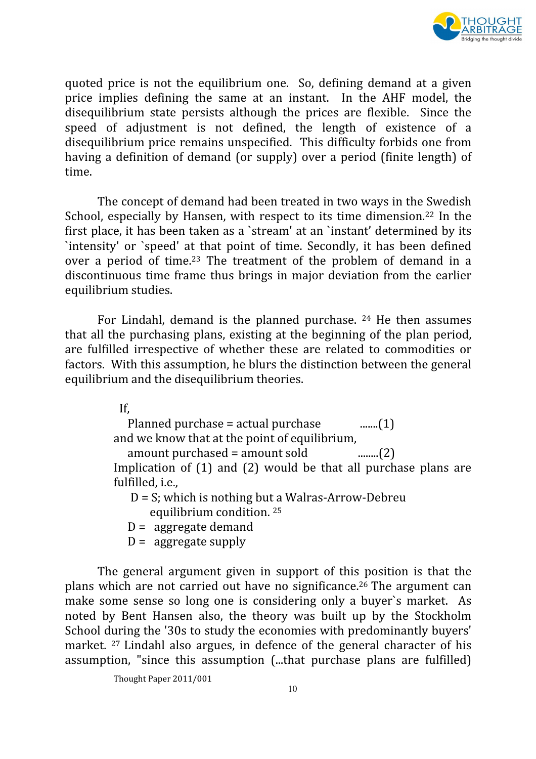quoted price is not the equilibrium one. So, defining demand at a given price implies defining the same at an instant. In the AHF model, the disequilibrium state persists although the prices are flexible. Since the speed of adjustment is not defined, the length of existence of a disequilibrium price remains unspecified. This difficulty forbids one from having a definition of demand (or supply) over a period (finite length) of time.

The concept of demand had been treated in two ways in the Swedish School, especially by Hansen, with respect to its time dimension.[22] In the first place, it has been taken as a `stream' at an `instant' determined by its `intensity' or `speed' at that point of time. Secondly, it has been defined over a period of time.[23] The treatment of the problem of demand in a discontinuous time frame thus brings in major deviation from the earlier equilibrium studies.

For Lindahl, demand is the planned purchase. [24] He then assumes that all the purchasing plans, existing at the beginning of the plan period, are fulfilled irrespective of whether these are related to commodities or factors. With this assumption, he blurs the distinction between the general equilibrium and the disequilibrium theories.

If,

Planned purchase = actual purchase .......(1)

and we know that at the point of equilibrium,

amount purchased = amount sold ........(2)

Implication of (1) and (2) would be that all purchase plans are fulfilled, i.e.,

D = S; which is nothing but a Walras-Arrow-Debreu equilibrium condition. [25]

D = aggregate demand

D = aggregate supply

The general argument given in support of this position is that the plans which are not carried out have no significance.[26] The argument can make some sense so long one is considering only a buyer`s market. As noted by Bent Hansen also, the theory was built up by the Stockholm School during the '30s to study the economies with predominantly buyers' market. [27] Lindahl also argues, in defence of the general character of his assumption, "since this assumption (...that purchase plans are fulfilled)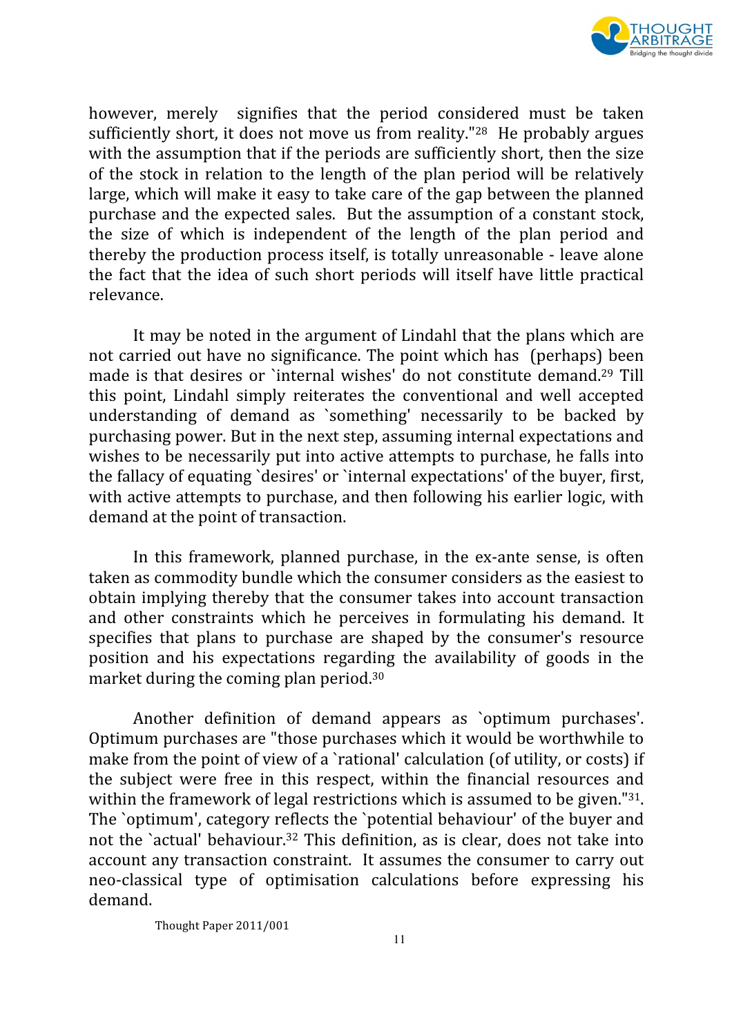however, merely signifies that the period considered must be taken sufficiently short, it does not move us from reality."[28] He probably argues with the assumption that if the periods are sufficiently short, then the size of the stock in relation to the length of the plan period will be relatively large, which will make it easy to take care of the gap between the planned purchase and the expected sales. But the assumption of a constant stock, the size of which is independent of the length of the plan period and thereby the production process itself, is totally unreasonable - leave alone the fact that the idea of such short periods will itself have little practical relevance.

It may be noted in the argument of Lindahl that the plans which are not carried out have no significance. The point which has (perhaps) been made is that desires or `internal wishes' do not constitute demand.[29] Till this point, Lindahl simply reiterates the conventional and well accepted understanding of demand as `something' necessarily to be backed by purchasing power. But in the next step, assuming internal expectations and wishes to be necessarily put into active attempts to purchase, he falls into the fallacy of equating `desires' or `internal expectations' of the buyer, first, with active attempts to purchase, and then following his earlier logic, with demand at the point of transaction.

In this framework, planned purchase, in the ex-ante sense, is often taken as commodity bundle which the consumer considers as the easiest to obtain implying thereby that the consumer takes into account transaction and other constraints which he perceives in formulating his demand. It specifies that plans to purchase are shaped by the consumer's resource position and his expectations regarding the availability of goods in the market during the coming plan period.[30]

Another definition of demand appears as `optimum purchases'. Optimum purchases are "those purchases which it would be worthwhile to make from the point of view of a `rational' calculation (of utility, or costs) if the subject were free in this respect, within the financial resources and within the framework of legal restrictions which is assumed to be given."[31]. The `optimum', category reflects the `potential behaviour' of the buyer and not the `actual' behaviour.[32] This definition, as is clear, does not take into account any transaction constraint. It assumes the consumer to carry out neo-classical type of optimisation calculations before expressing his demand.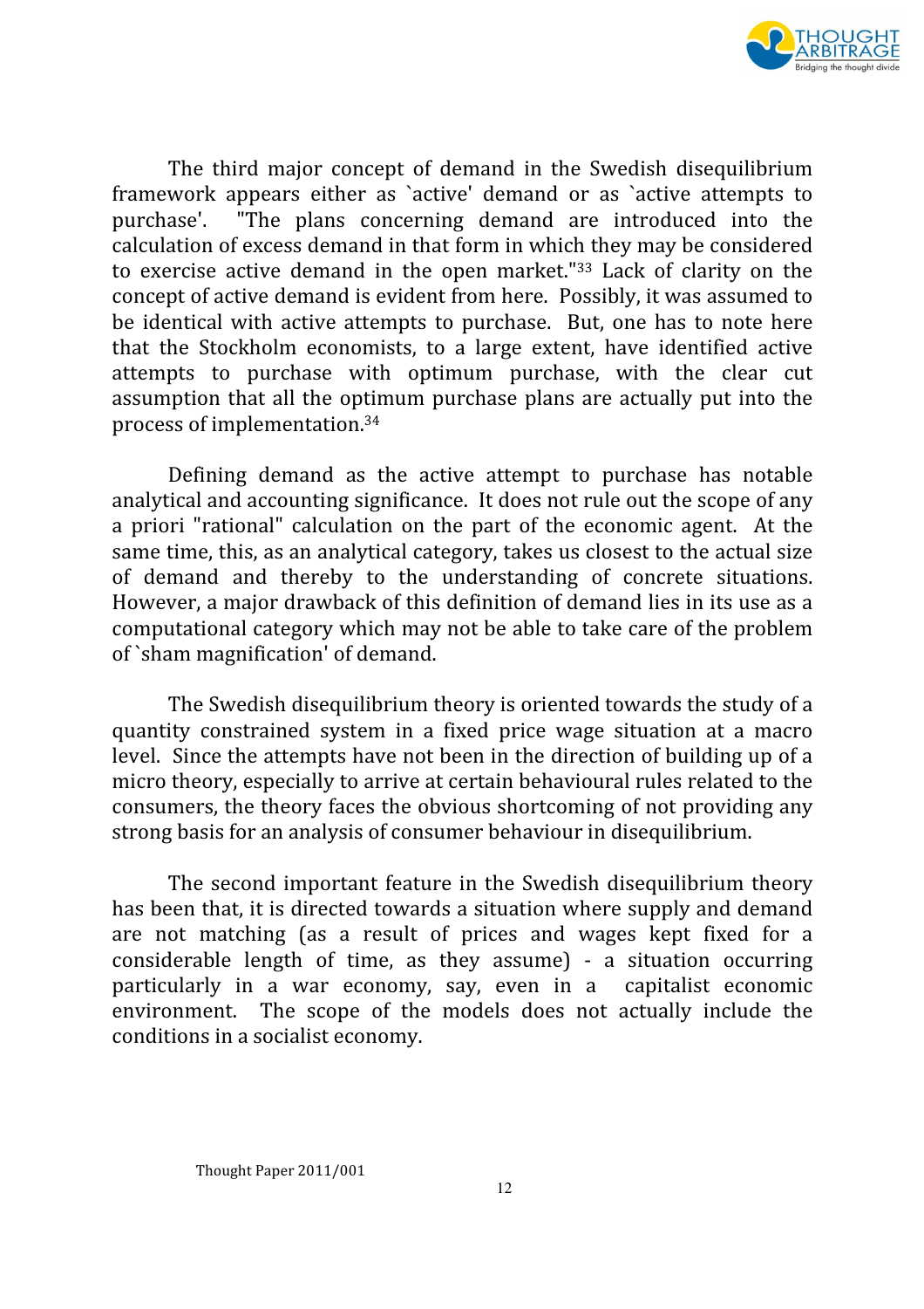The third major concept of demand in the Swedish disequilibrium framework appears either as `active' demand or as `active attempts to purchase'. "The plans concerning demand are introduced into the calculation of excess demand in that form in which they may be considered to exercise active demand in the open market."[33] Lack of clarity on the concept of active demand is evident from here. Possibly, it was assumed to be identical with active attempts to purchase. But, one has to note here that the Stockholm economists, to a large extent, have identified active attempts to purchase with optimum purchase, with the clear cut assumption that all the optimum purchase plans are actually put into the process of implementation.[34]

Defining demand as the active attempt to purchase has notable analytical and accounting significance. It does not rule out the scope of any a priori "rational" calculation on the part of the economic agent. At the same time, this, as an analytical category, takes us closest to the actual size of demand and thereby to the understanding of concrete situations. However, a major drawback of this definition of demand lies in its use as a computational category which may not be able to take care of the problem of `sham magnification' of demand.

The Swedish disequilibrium theory is oriented towards the study of a quantity constrained system in a fixed price wage situation at a macro level. Since the attempts have not been in the direction of building up of a micro theory, especially to arrive at certain behavioural rules related to the consumers, the theory faces the obvious shortcoming of not providing any strong basis for an analysis of consumer behaviour in disequilibrium.

The second important feature in the Swedish disequilibrium theory has been that, it is directed towards a situation where supply and demand are not matching (as a result of prices and wages kept fixed for a considerable length of time, as they assume) - a situation occurring particularly in a war economy, say, even in a capitalist economic environment. The scope of the models does not actually include the conditions in a socialist economy.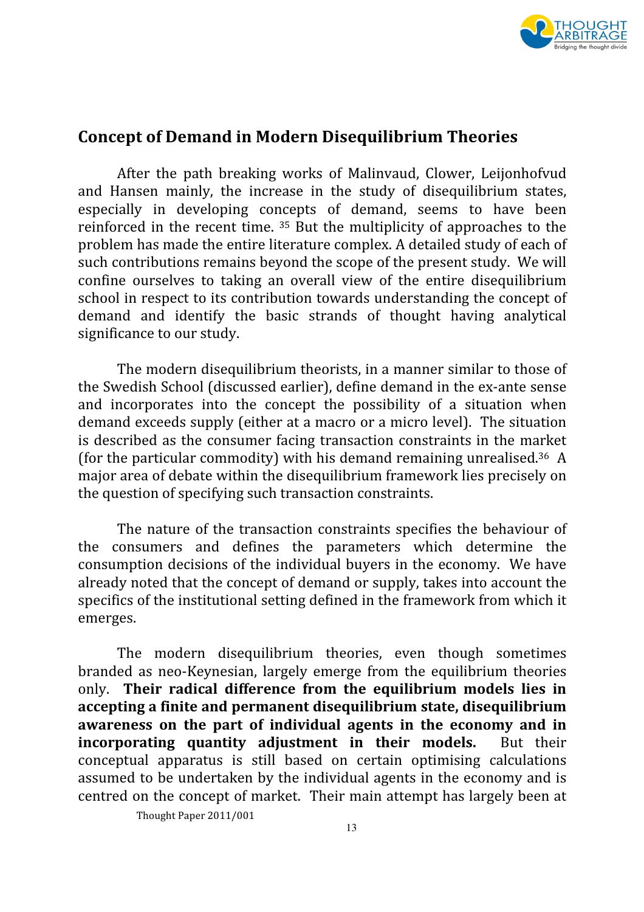## Concept of Demand in Modern Disequilibrium Theories

After the path breaking works of Malinvaud, Clower, Leijonhofvud and Hansen mainly, the increase in the study of disequilibrium states, especially in developing concepts of demand, seems to have been reinforced in the recent time. [35] But the multiplicity of approaches to the problem has made the entire literature complex. A detailed study of each of such contributions remains beyond the scope of the present study. We will confine ourselves to taking an overall view of the entire disequilibrium school in respect to its contribution towards understanding the concept of demand and identify the basic strands of thought having analytical significance to our study.

The modern disequilibrium theorists, in a manner similar to those of the Swedish School (discussed earlier), define demand in the ex-ante sense and incorporates into the concept the possibility of a situation when demand exceeds supply (either at a macro or a micro level). The situation is described as the consumer facing transaction constraints in the market (for the particular commodity) with his demand remaining unrealised.[36] A major area of debate within the disequilibrium framework lies precisely on the question of specifying such transaction constraints.

The nature of the transaction constraints specifies the behaviour of the consumers and defines the parameters which determine the consumption decisions of the individual buyers in the economy. We have already noted that the concept of demand or supply, takes into account the specifics of the institutional setting defined in the framework from which it emerges.

The modern disequilibrium theories, even though sometimes branded as neo-Keynesian, largely emerge from the equilibrium theories only. **Their radical difference from the equilibrium models lies in accepting a finite and permanent disequilibrium state, disequilibrium awareness on the part of individual agents in the economy and in incorporating quantity adjustment in their models.** But their conceptual apparatus is still based on certain optimising calculations assumed to be undertaken by the individual agents in the economy and is centred on the concept of market. Their main attempt has largely been at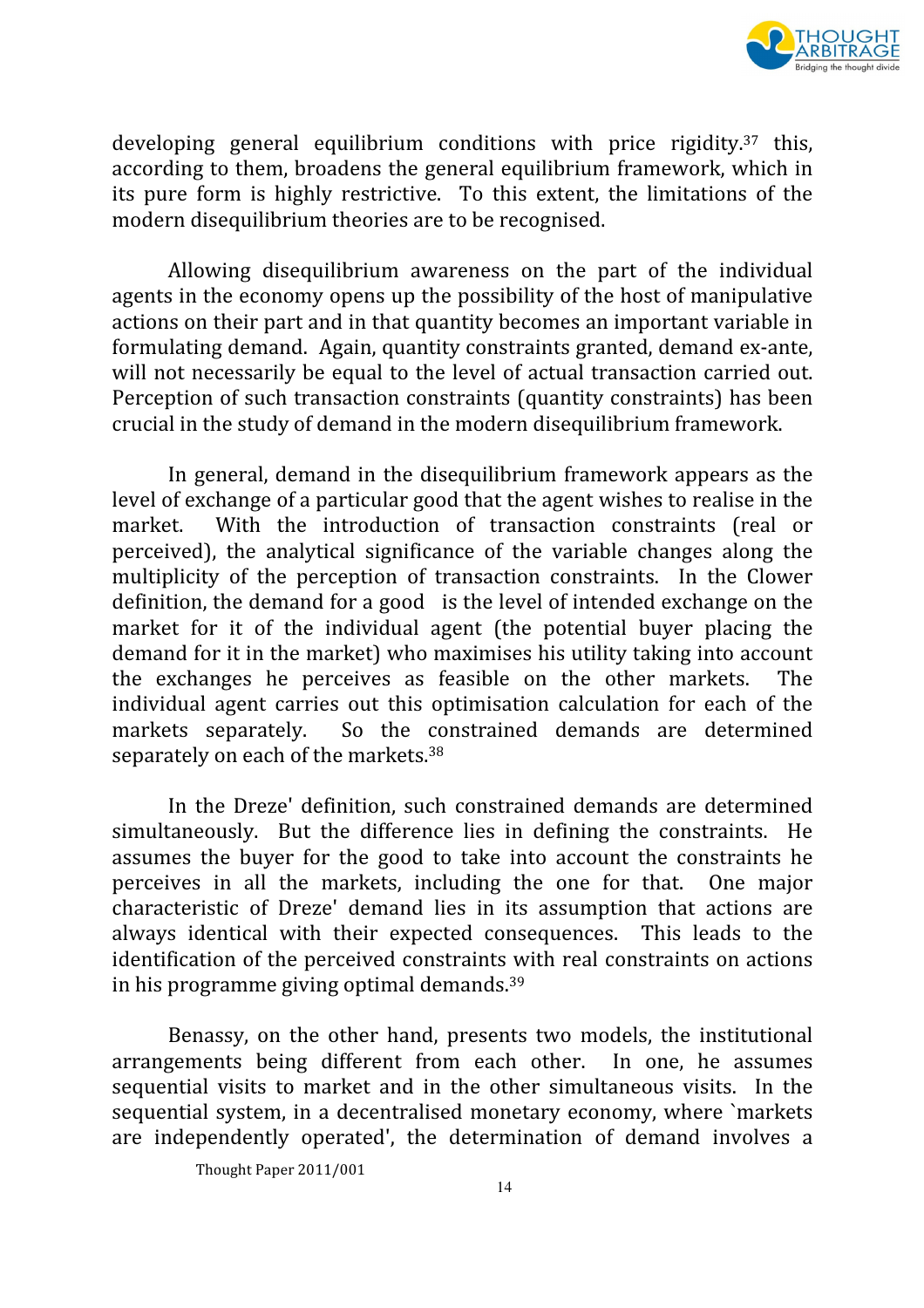developing general equilibrium conditions with price rigidity.[37] this, according to them, broadens the general equilibrium framework, which in its pure form is highly restrictive. To this extent, the limitations of the modern disequilibrium theories are to be recognised.

Allowing disequilibrium awareness on the part of the individual agents in the economy opens up the possibility of the host of manipulative actions on their part and in that quantity becomes an important variable in formulating demand. Again, quantity constraints granted, demand ex-ante, will not necessarily be equal to the level of actual transaction carried out. Perception of such transaction constraints (quantity constraints) has been crucial in the study of demand in the modern disequilibrium framework.

In general, demand in the disequilibrium framework appears as the level of exchange of a particular good that the agent wishes to realise in the market. With the introduction of transaction constraints (real or perceived), the analytical significance of the variable changes along the multiplicity of the perception of transaction constraints. In the Clower definition, the demand for a good is the level of intended exchange on the market for it of the individual agent (the potential buyer placing the demand for it in the market) who maximises his utility taking into account the exchanges he perceives as feasible on the other markets. The individual agent carries out this optimisation calculation for each of the markets separately. So the constrained demands are determined separately on each of the markets.[38]

In the Dreze' definition, such constrained demands are determined simultaneously. But the difference lies in defining the constraints. He assumes the buyer for the good to take into account the constraints he perceives in all the markets, including the one for that. One major characteristic of Dreze' demand lies in its assumption that actions are always identical with their expected consequences. This leads to the identification of the perceived constraints with real constraints on actions in his programme giving optimal demands.[39]

Benassy, on the other hand, presents two models, the institutional arrangements being different from each other. In one, he assumes sequential visits to market and in the other simultaneous visits. In the sequential system, in a decentralised monetary economy, where `markets are independently operated', the determination of demand involves a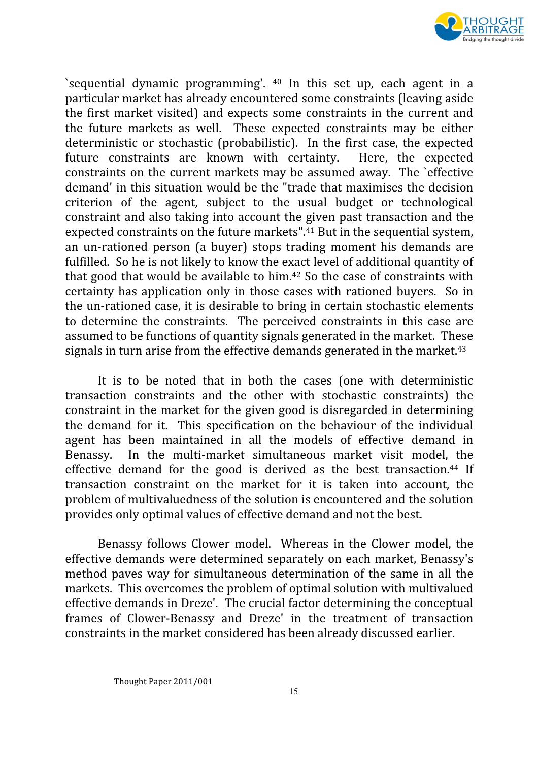`sequential dynamic programming'. [40] In this set up, each agent in a particular market has already encountered some constraints (leaving aside the first market visited) and expects some constraints in the current and the future markets as well. These expected constraints may be either deterministic or stochastic (probabilistic). In the first case, the expected future constraints are known with certainty. Here, the expected constraints on the current markets may be assumed away. The `effective demand' in this situation would be the "trade that maximises the decision criterion of the agent, subject to the usual budget or technological constraint and also taking into account the given past transaction and the expected constraints on the future markets".[41] But in the sequential system, an un-rationed person (a buyer) stops trading moment his demands are fulfilled. So he is not likely to know the exact level of additional quantity of that good that would be available to him.[42] So the case of constraints with certainty has application only in those cases with rationed buyers. So in the un-rationed case, it is desirable to bring in certain stochastic elements to determine the constraints. The perceived constraints in this case are assumed to be functions of quantity signals generated in the market. These signals in turn arise from the effective demands generated in the market.[43]

It is to be noted that in both the cases (one with deterministic transaction constraints and the other with stochastic constraints) the constraint in the market for the given good is disregarded in determining the demand for it. This specification on the behaviour of the individual agent has been maintained in all the models of effective demand in Benassy. In the multi-market simultaneous market visit model, the effective demand for the good is derived as the best transaction.[44] If transaction constraint on the market for it is taken into account, the problem of multivaluedness of the solution is encountered and the solution provides only optimal values of effective demand and not the best.

Benassy follows Clower model. Whereas in the Clower model, the effective demands were determined separately on each market, Benassy's method paves way for simultaneous determination of the same in all the markets. This overcomes the problem of optimal solution with multivalued effective demands in Dreze'. The crucial factor determining the conceptual frames of Clower-Benassy and Dreze' in the treatment of transaction constraints in the market considered has been already discussed earlier.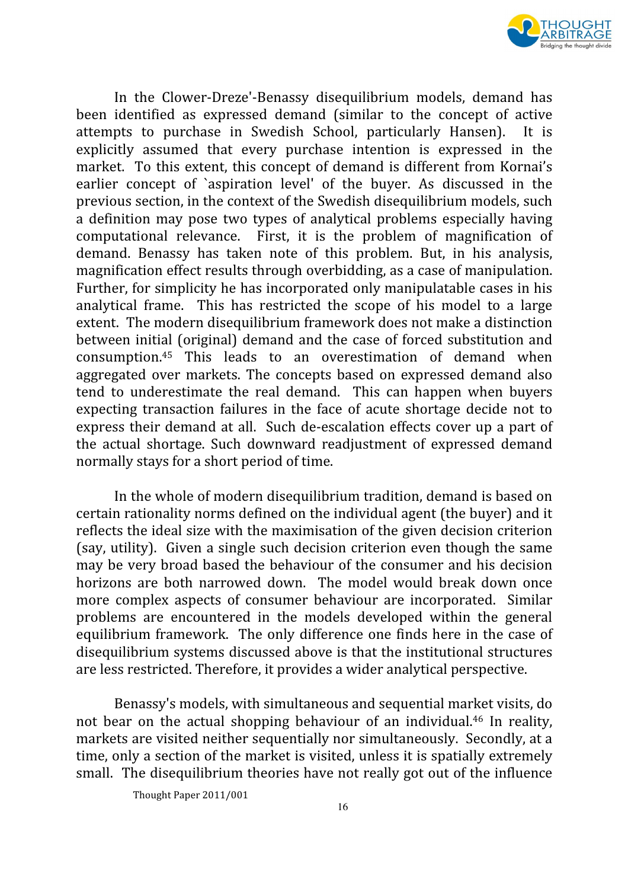In the Clower-Dreze'-Benassy disequilibrium models, demand has been identified as expressed demand (similar to the concept of active attempts to purchase in Swedish School, particularly Hansen). It is explicitly assumed that every purchase intention is expressed in the market. To this extent, this concept of demand is different from Kornai's earlier concept of `aspiration level' of the buyer. As discussed in the previous section, in the context of the Swedish disequilibrium models, such a definition may pose two types of analytical problems especially having computational relevance. First, it is the problem of magnification of demand. Benassy has taken note of this problem. But, in his analysis, magnification effect results through overbidding, as a case of manipulation. Further, for simplicity he has incorporated only manipulatable cases in his analytical frame. This has restricted the scope of his model to a large extent. The modern disequilibrium framework does not make a distinction between initial (original) demand and the case of forced substitution and consumption.[45] This leads to an overestimation of demand when aggregated over markets. The concepts based on expressed demand also tend to underestimate the real demand. This can happen when buyers expecting transaction failures in the face of acute shortage decide not to express their demand at all. Such de-escalation effects cover up a part of the actual shortage. Such downward readjustment of expressed demand normally stays for a short period of time.

In the whole of modern disequilibrium tradition, demand is based on certain rationality norms defined on the individual agent (the buyer) and it reflects the ideal size with the maximisation of the given decision criterion (say, utility). Given a single such decision criterion even though the same may be very broad based the behaviour of the consumer and his decision horizons are both narrowed down. The model would break down once more complex aspects of consumer behaviour are incorporated. Similar problems are encountered in the models developed within the general equilibrium framework. The only difference one finds here in the case of disequilibrium systems discussed above is that the institutional structures are less restricted. Therefore, it provides a wider analytical perspective.

Benassy's models, with simultaneous and sequential market visits, do not bear on the actual shopping behaviour of an individual.[46] In reality, markets are visited neither sequentially nor simultaneously. Secondly, at a time, only a section of the market is visited, unless it is spatially extremely small. The disequilibrium theories have not really got out of the influence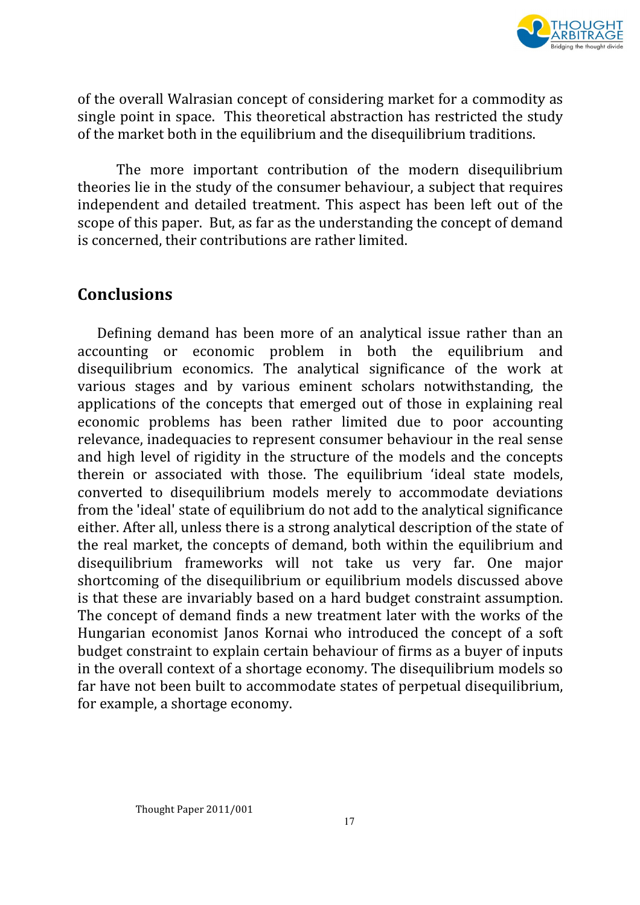of the overall Walrasian concept of considering market for a commodity as single point in space. This theoretical abstraction has restricted the study of the market both in the equilibrium and the disequilibrium traditions.

The more important contribution of the modern disequilibrium theories lie in the study of the consumer behaviour, a subject that requires independent and detailed treatment. This aspect has been left out of the scope of this paper. But, as far as the understanding the concept of demand is concerned, their contributions are rather limited.

## Conclusions

Defining demand has been more of an analytical issue rather than an accounting or economic problem in both the equilibrium and disequilibrium economics. The analytical significance of the work at various stages and by various eminent scholars notwithstanding, the applications of the concepts that emerged out of those in explaining real economic problems has been rather limited due to poor accounting relevance, inadequacies to represent consumer behaviour in the real sense and high level of rigidity in the structure of the models and the concepts therein or associated with those. The equilibrium 'ideal state models, converted to disequilibrium models merely to accommodate deviations from the 'ideal' state of equilibrium do not add to the analytical significance either. After all, unless there is a strong analytical description of the state of the real market, the concepts of demand, both within the equilibrium and disequilibrium frameworks will not take us very far. One major shortcoming of the disequilibrium or equilibrium models discussed above is that these are invariably based on a hard budget constraint assumption. The concept of demand finds a new treatment later with the works of the Hungarian economist Janos Kornai who introduced the concept of a soft budget constraint to explain certain behaviour of firms as a buyer of inputs in the overall context of a shortage economy. The disequilibrium models so far have not been built to accommodate states of perpetual disequilibrium, for example, a shortage economy.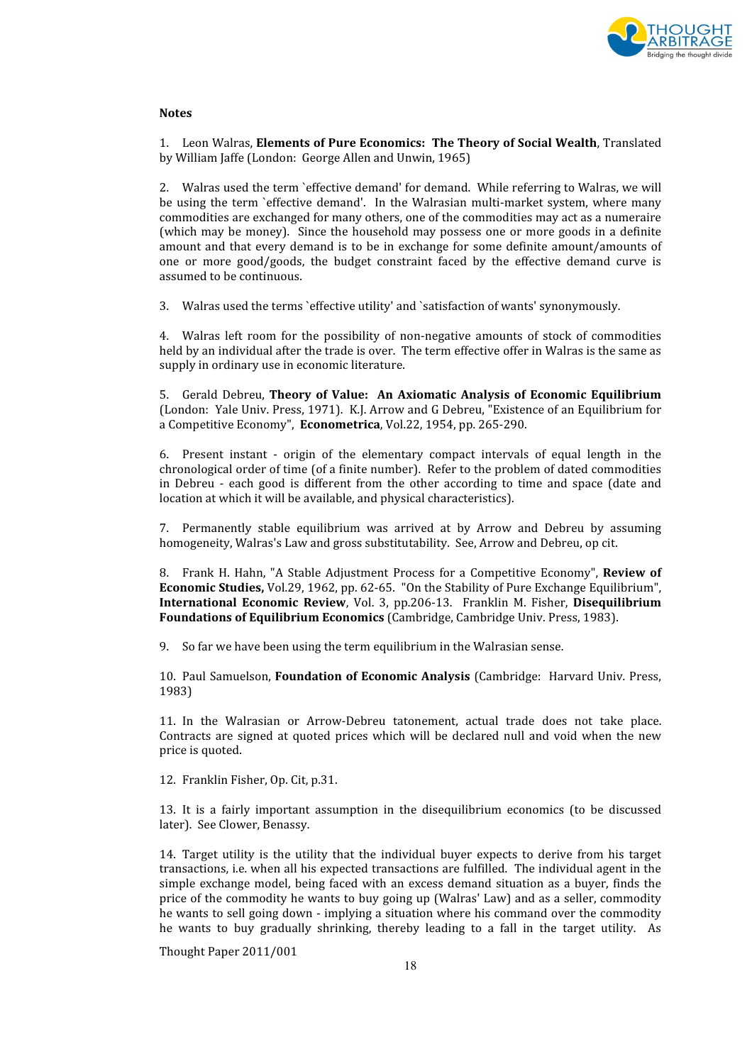**Notes**

1. Leon Walras, **Elements of Pure Economics: The Theory of Social Wealth**, Translated by William Jaffe (London: George Allen and Unwin, 1965)

2. Walras used the term `effective demand' for demand. While referring to Walras, we will be using the term `effective demand'. In the Walrasian multi-market system, where many commodities are exchanged for many others, one of the commodities may act as a numeraire (which may be money). Since the household may possess one or more goods in a definite amount and that every demand is to be in exchange for some definite amount/amounts of one or more good/goods, the budget constraint faced by the effective demand curve is assumed to be continuous.

3. Walras used the terms `effective utility' and `satisfaction of wants' synonymously.

4. Walras left room for the possibility of non-negative amounts of stock of commodities held by an individual after the trade is over. The term effective offer in Walras is the same as supply in ordinary use in economic literature.

5. Gerald Debreu, **Theory of Value: An Axiomatic Analysis of Economic Equilibrium** (London: Yale Univ. Press, 1971). K.J. Arrow and G Debreu, "Existence of an Equilibrium for a Competitive Economy", **Econometrica**, Vol.22, 1954, pp. 265-290.

6. Present instant - origin of the elementary compact intervals of equal length in the chronological order of time (of a finite number). Refer to the problem of dated commodities in Debreu - each good is different from the other according to time and space (date and location at which it will be available, and physical characteristics).

7. Permanently stable equilibrium was arrived at by Arrow and Debreu by assuming homogeneity, Walras's Law and gross substitutability. See, Arrow and Debreu, op cit.

8. Frank H. Hahn, "A Stable Adjustment Process for a Competitive Economy", **Review of Economic Studies,** Vol.29, 1962, pp. 62-65. "On the Stability of Pure Exchange Equilibrium", **International Economic Review**, Vol. 3, pp.206-13. Franklin M. Fisher, **Disequilibrium Foundations of Equilibrium Economics** (Cambridge, Cambridge Univ. Press, 1983).

9. So far we have been using the term equilibrium in the Walrasian sense.

10. Paul Samuelson, **Foundation of Economic Analysis** (Cambridge: Harvard Univ. Press, 1983)

11. In the Walrasian or Arrow-Debreu tatonement, actual trade does not take place. Contracts are signed at quoted prices which will be declared null and void when the new price is quoted.

12. Franklin Fisher, Op. Cit, p.31.

13. It is a fairly important assumption in the disequilibrium economics (to be discussed later). See Clower, Benassy.

14. Target utility is the utility that the individual buyer expects to derive from his target transactions, i.e. when all his expected transactions are fulfilled. The individual agent in the simple exchange model, being faced with an excess demand situation as a buyer, finds the price of the commodity he wants to buy going up (Walras' Law) and as a seller, commodity he wants to sell going down - implying a situation where his command over the commodity he wants to buy gradually shrinking, thereby leading to a fall in the target utility. As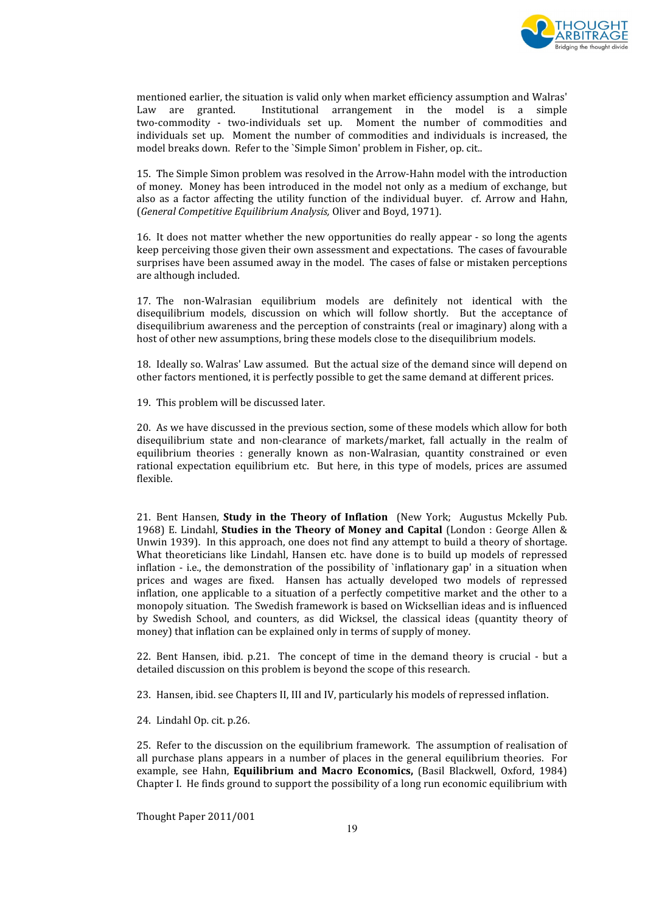mentioned earlier, the situation is valid only when market efficiency assumption and Walras' Law are granted. Institutional arrangement in the model is a simple two-commodity - two-individuals set up. Moment the number of commodities and individuals set up. Moment the number of commodities and individuals is increased, the model breaks down. Refer to the `Simple Simon' problem in Fisher, op. cit..

15. The Simple Simon problem was resolved in the Arrow-Hahn model with the introduction of money. Money has been introduced in the model not only as a medium of exchange, but also as a factor affecting the utility function of the individual buyer. cf. Arrow and Hahn, (*General Competitive Equilibrium Analysis,* Oliver and Boyd, 1971).

16. It does not matter whether the new opportunities do really appear - so long the agents keep perceiving those given their own assessment and expectations. The cases of favourable surprises have been assumed away in the model. The cases of false or mistaken perceptions are although included.

17. The non-Walrasian equilibrium models are definitely not identical with the disequilibrium models, discussion on which will follow shortly. But the acceptance of disequilibrium awareness and the perception of constraints (real or imaginary) along with a host of other new assumptions, bring these models close to the disequilibrium models.

18. Ideally so. Walras' Law assumed. But the actual size of the demand since will depend on other factors mentioned, it is perfectly possible to get the same demand at different prices.

19. This problem will be discussed later.

20. As we have discussed in the previous section, some of these models which allow for both disequilibrium state and non-clearance of markets/market, fall actually in the realm of equilibrium theories : generally known as non-Walrasian, quantity constrained or even rational expectation equilibrium etc. But here, in this type of models, prices are assumed flexible.

21. Bent Hansen, **Study in the Theory of Inflation** (New York; Augustus Mckelly Pub. 1968) E. Lindahl, **Studies in the Theory of Money and Capital** (London : George Allen & Unwin 1939). In this approach, one does not find any attempt to build a theory of shortage. What theoreticians like Lindahl, Hansen etc. have done is to build up models of repressed inflation - i.e., the demonstration of the possibility of `inflationary gap' in a situation when prices and wages are fixed. Hansen has actually developed two models of repressed inflation, one applicable to a situation of a perfectly competitive market and the other to a monopoly situation. The Swedish framework is based on Wicksellian ideas and is influenced by Swedish School, and counters, as did Wicksel, the classical ideas (quantity theory of money) that inflation can be explained only in terms of supply of money.

22. Bent Hansen, ibid. p.21. The concept of time in the demand theory is crucial - but a detailed discussion on this problem is beyond the scope of this research.

23. Hansen, ibid. see Chapters II, III and IV, particularly his models of repressed inflation.

24. Lindahl Op. cit. p.26.

25. Refer to the discussion on the equilibrium framework. The assumption of realisation of all purchase plans appears in a number of places in the general equilibrium theories. For example, see Hahn, **Equilibrium and Macro Economics,** (Basil Blackwell, Oxford, 1984) Chapter I. He finds ground to support the possibility of a long run economic equilibrium with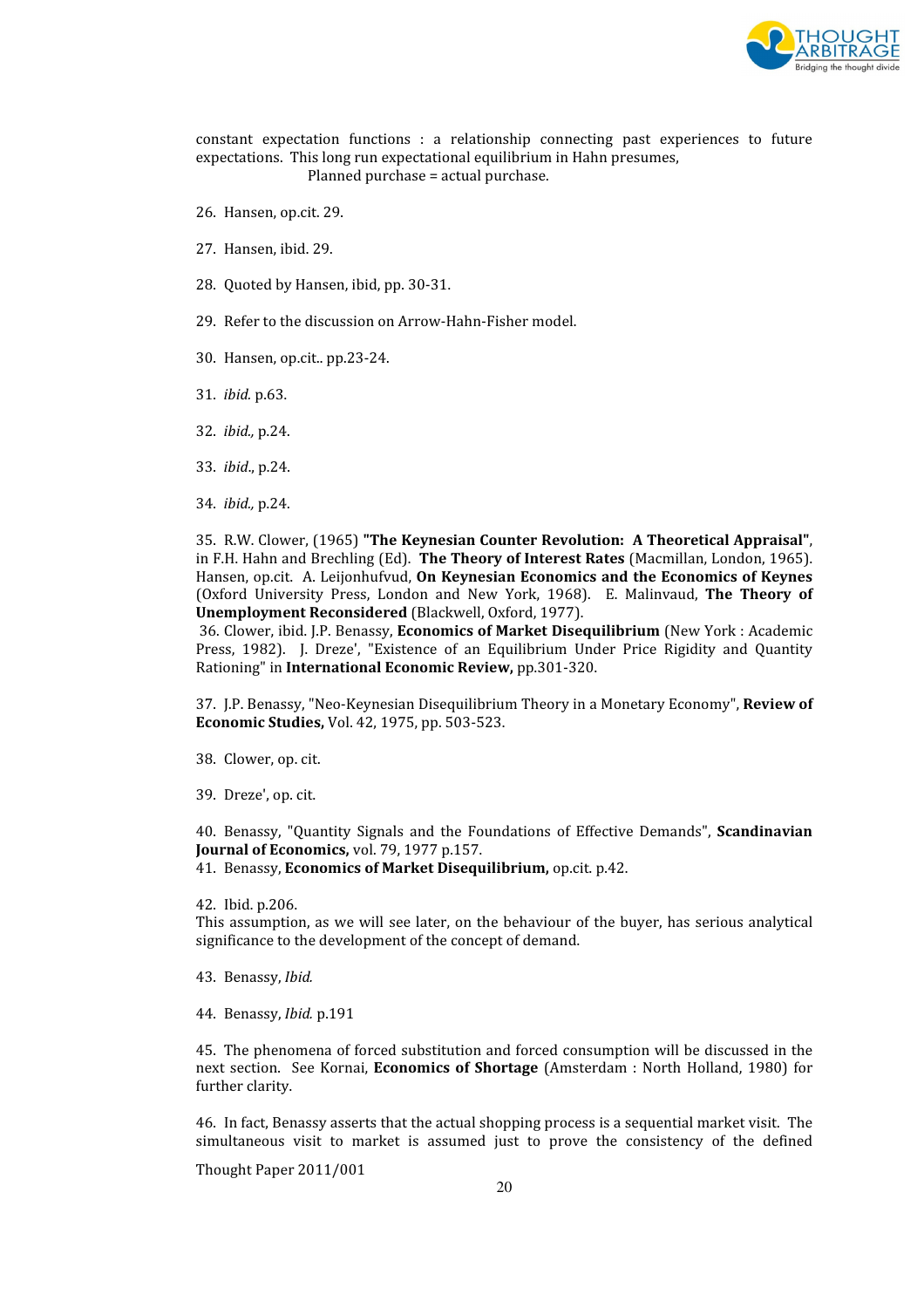constant expectation functions : a relationship connecting past experiences to future expectations. This long run expectational equilibrium in Hahn presumes,

Planned purchase = actual purchase.

26. Hansen, op.cit. 29.

27. Hansen, ibid. 29.

28. Quoted by Hansen, ibid, pp. 30-31.

29. Refer to the discussion on Arrow-Hahn-Fisher model.

30. Hansen, op.cit.. pp.23-24.

31. *ibid.* p.63.

32. *ibid.,* p.24.

33. *ibid.*, p.24.

34. *ibid.,* p.24.

35. R.W. Clower, (1965) **"The Keynesian Counter Revolution: A Theoretical Appraisal"**, in F.H. Hahn and Brechling (Ed). **The Theory of Interest Rates** (Macmillan, London, 1965). Hansen, op.cit. A. Leijonhufvud, **On Keynesian Economics and the Economics of Keynes** (Oxford University Press, London and New York, 1968). E. Malinvaud, **The Theory of Unemployment Reconsidered** (Blackwell, Oxford, 1977).

36. Clower, ibid. J.P. Benassy, **Economics of Market Disequilibrium** (New York : Academic Press, 1982). J. Dreze', "Existence of an Equilibrium Under Price Rigidity and Quantity Rationing" in **International Economic Review,** pp.301-320.

37. J.P. Benassy, "Neo-Keynesian Disequilibrium Theory in a Monetary Economy", **Review of Economic Studies,** Vol. 42, 1975, pp. 503-523.

38. Clower, op. cit.

39. Dreze', op. cit.

40. Benassy, "Quantity Signals and the Foundations of Effective Demands", **Scandinavian Journal of Economics,** vol. 79, 1977 p.157.

41. Benassy, **Economics of Market Disequilibrium,** op.cit. p.42.

42. Ibid. p.206.
This assumption, as we will see later, on the behaviour of the buyer, has serious analytical significance to the development of the concept of demand.

43. Benassy, *Ibid.*

44. Benassy, *Ibid.* p.191

45. The phenomena of forced substitution and forced consumption will be discussed in the next section. See Kornai, **Economics of Shortage** (Amsterdam : North Holland, 1980) for further clarity.

46. In fact, Benassy asserts that the actual shopping process is a sequential market visit. The simultaneous visit to market is assumed just to prove the consistency of the defined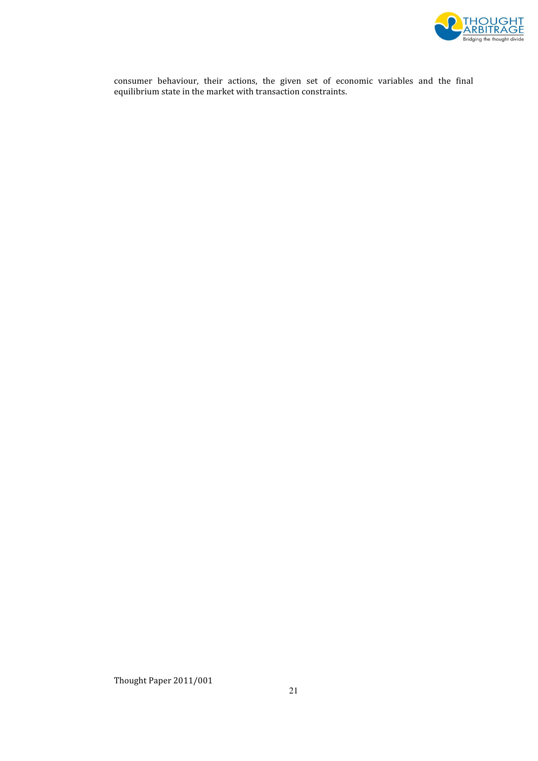consumer behaviour, their actions, the given set of economic variables and the final equilibrium state in the market with transaction constraints.